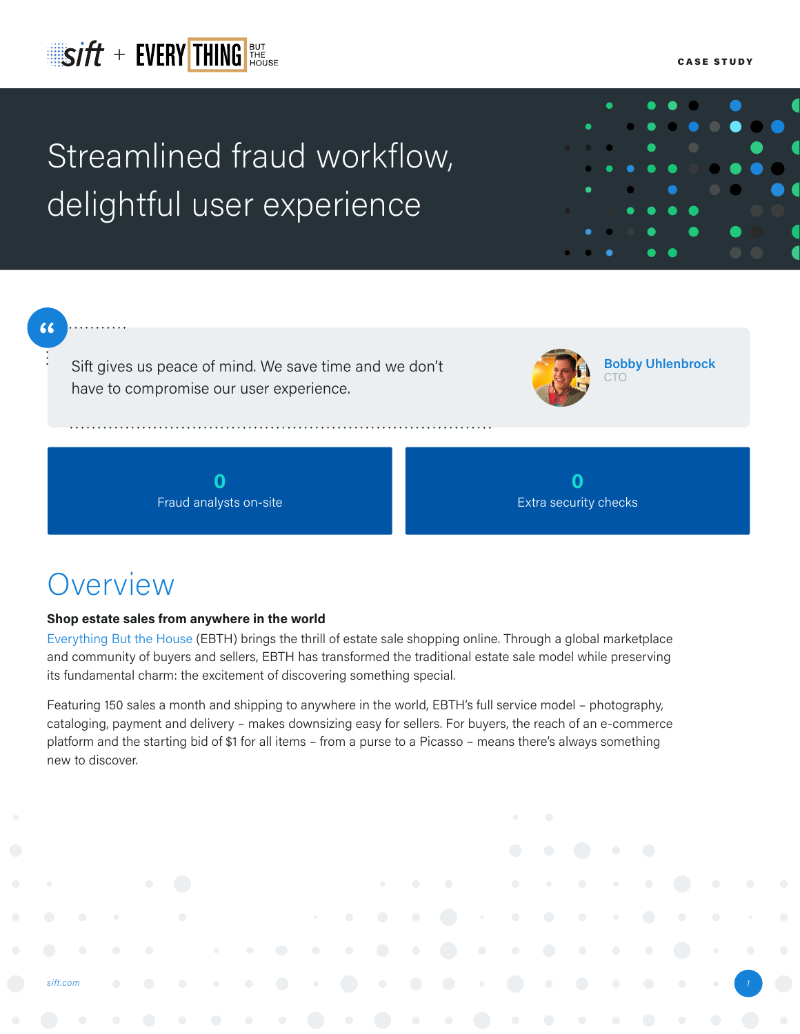sift + EVERYTHING BUT THE HOUSE

CASE STUDY

# Streamlined fraud workflow, delightful user experience

> Sift gives us peace of mind. We save time and we don't have to compromise our user experience.
>
> **Bobby Uhlenbrock**
> CTO

| **0** | **0** |
| --- | --- |
| Fraud analysts on-site | Extra security checks |

## Overview

**Shop estate sales from anywhere in the world**

Everything But the House (EBTH) brings the thrill of estate sale shopping online. Through a global marketplace and community of buyers and sellers, EBTH has transformed the traditional estate sale model while preserving its fundamental charm: the excitement of discovering something special.

Featuring 150 sales a month and shipping to anywhere in the world, EBTH's full service model – photography, cataloging, payment and delivery – makes downsizing easy for sellers. For buyers, the reach of an e-commerce platform and the starting bid of $1 for all items – from a purse to a Picasso – means there's always something new to discover.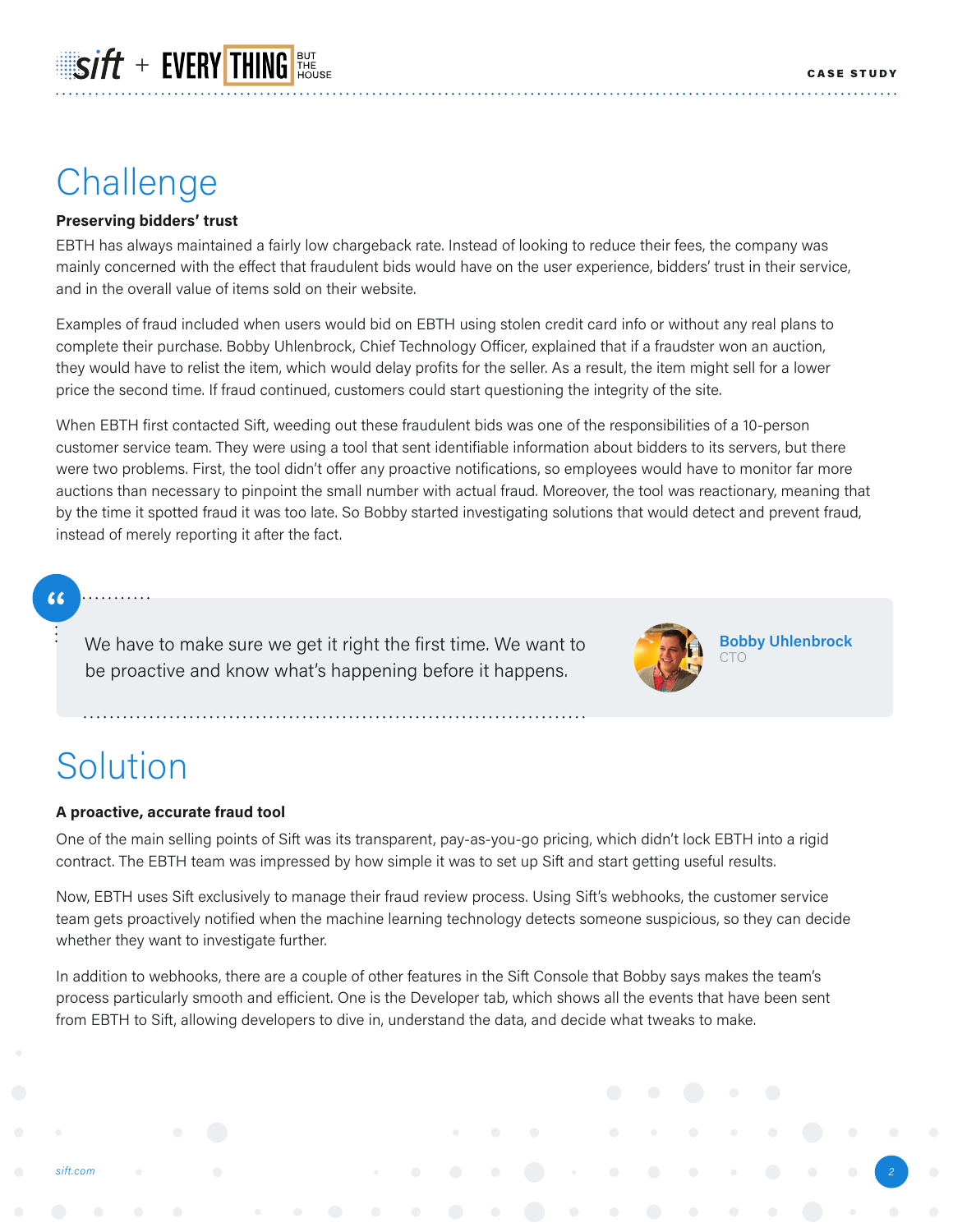# Challenge

**Preserving bidders' trust**

EBTH has always maintained a fairly low chargeback rate. Instead of looking to reduce their fees, the company was mainly concerned with the effect that fraudulent bids would have on the user experience, bidders' trust in their service, and in the overall value of items sold on their website.

Examples of fraud included when users would bid on EBTH using stolen credit card info or without any real plans to complete their purchase. Bobby Uhlenbrock, Chief Technology Officer, explained that if a fraudster won an auction, they would have to relist the item, which would delay profits for the seller. As a result, the item might sell for a lower price the second time. If fraud continued, customers could start questioning the integrity of the site.

When EBTH first contacted Sift, weeding out these fraudulent bids was one of the responsibilities of a 10-person customer service team. They were using a tool that sent identifiable information about bidders to its servers, but there were two problems. First, the tool didn't offer any proactive notifications, so employees would have to monitor far more auctions than necessary to pinpoint the small number with actual fraud. Moreover, the tool was reactionary, meaning that by the time it spotted fraud it was too late. So Bobby started investigating solutions that would detect and prevent fraud, instead of merely reporting it after the fact.

> We have to make sure we get it right the first time. We want to be proactive and know what's happening before it happens.
>
> **Bobby Uhlenbrock**, CTO

# Solution

**A proactive, accurate fraud tool**

One of the main selling points of Sift was its transparent, pay-as-you-go pricing, which didn't lock EBTH into a rigid contract. The EBTH team was impressed by how simple it was to set up Sift and start getting useful results.

Now, EBTH uses Sift exclusively to manage their fraud review process. Using Sift's webhooks, the customer service team gets proactively notified when the machine learning technology detects someone suspicious, so they can decide whether they want to investigate further.

In addition to webhooks, there are a couple of other features in the Sift Console that Bobby says makes the team's process particularly smooth and efficient. One is the Developer tab, which shows all the events that have been sent from EBTH to Sift, allowing developers to dive in, understand the data, and decide what tweaks to make.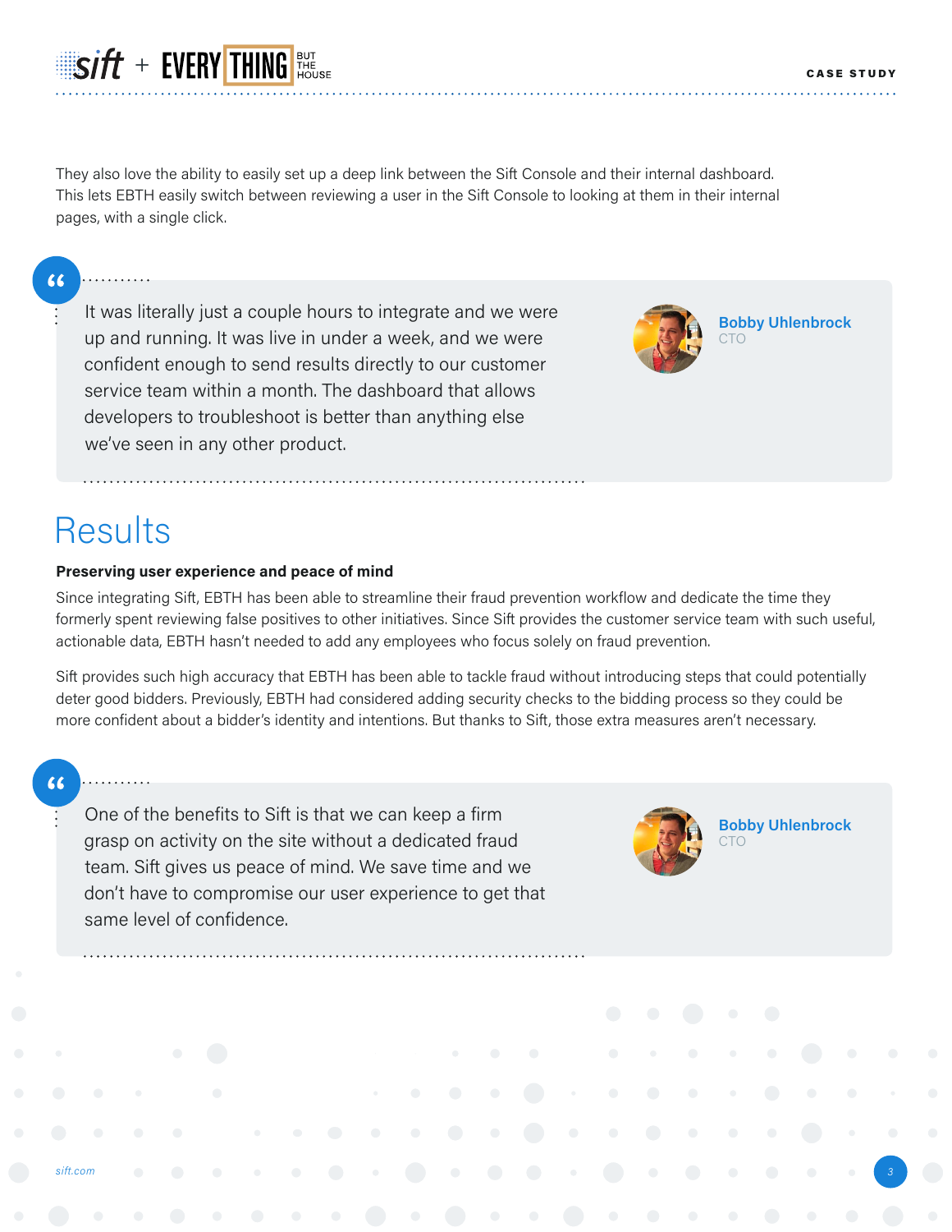They also love the ability to easily set up a deep link between the Sift Console and their internal dashboard. This lets EBTH easily switch between reviewing a user in the Sift Console to looking at them in their internal pages, with a single click.

> It was literally just a couple hours to integrate and we were up and running. It was live in under a week, and we were confident enough to send results directly to our customer service team within a month. The dashboard that allows developers to troubleshoot is better than anything else we've seen in any other product.
>
> **Bobby Uhlenbrock**
> CTO

# Results

**Preserving user experience and peace of mind**

Since integrating Sift, EBTH has been able to streamline their fraud prevention workflow and dedicate the time they formerly spent reviewing false positives to other initiatives. Since Sift provides the customer service team with such useful, actionable data, EBTH hasn't needed to add any employees who focus solely on fraud prevention.

Sift provides such high accuracy that EBTH has been able to tackle fraud without introducing steps that could potentially deter good bidders. Previously, EBTH had considered adding security checks to the bidding process so they could be more confident about a bidder's identity and intentions. But thanks to Sift, those extra measures aren't necessary.

> One of the benefits to Sift is that we can keep a firm grasp on activity on the site without a dedicated fraud team. Sift gives us peace of mind. We save time and we don't have to compromise our user experience to get that same level of confidence.
>
> **Bobby Uhlenbrock**
> CTO